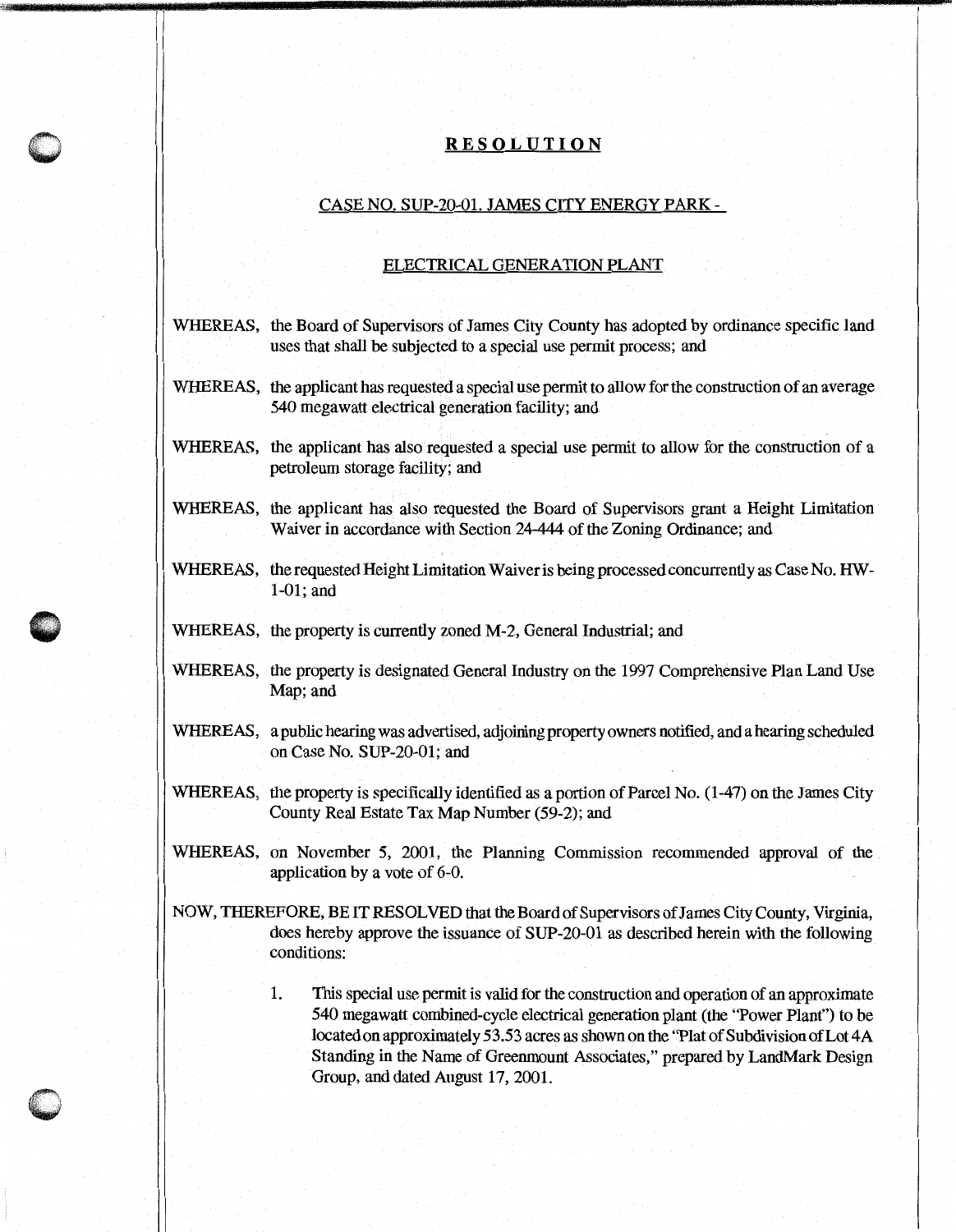# RESOLUTION

## CASE NO. SUP-20-01. JAMES CITY ENERGY PARK -

## ELECTRICAL GENERATION PLANT

WHEREAS, the Board of Supervisors of James City County has adopted by ordinance specific land uses that shall be subjected to a special use permit process; and

WHEREAS, the applicant has requested a special use permit to allow for the construction of an average 540 megawatt electrical generation facility; and

WHEREAS, the applicant has also requested a special use permit to allow for the construction of a petroleum storage facility; and

WHEREAS, the applicant has also requested the Board of Supervisors grant a Height Limitation Waiver in accordance with Section 24-444 of the Zoning Ordinance; and

WHEREAS, the requested Height Limitation Waiver is being processed concurrently as Case No. HW-1-01; and

WHEREAS, the property is currently zoned M-2, General Industrial; and

WHEREAS, the property is designated General Industry on the 1997 Comprehensive Plan Land Use Map; and

WHEREAS, a public hearing was advertised, adjoining property owners notified, and a hearing scheduled on Case No. SUP-20-01; and

WHEREAS, the property is specifically identified as a portion of Parcel No. (1-47) on the James City County Real Estate Tax Map Number (59-2); and

WHEREAS, on November 5, 2001, the Planning Commission recommended approval of the application by a vote of 6-0.

NOW, THEREFORE, BE IT RESOLVED that the Board of Supervisors of James City County, Virginia, does hereby approve the issuance of SUP-20-01 as described herein with the following conditions:

1. This special use permit is valid for the construction and operation of an approximate 540 megawatt combined-cycle electrical generation plant (the "Power Plant") to be located on approximately 53.53 acres as shown on the "Plat of Subdivision of Lot 4A Standing in the Name of Greenmount Associates," prepared by LandMark Design Group, and dated August 17, 2001.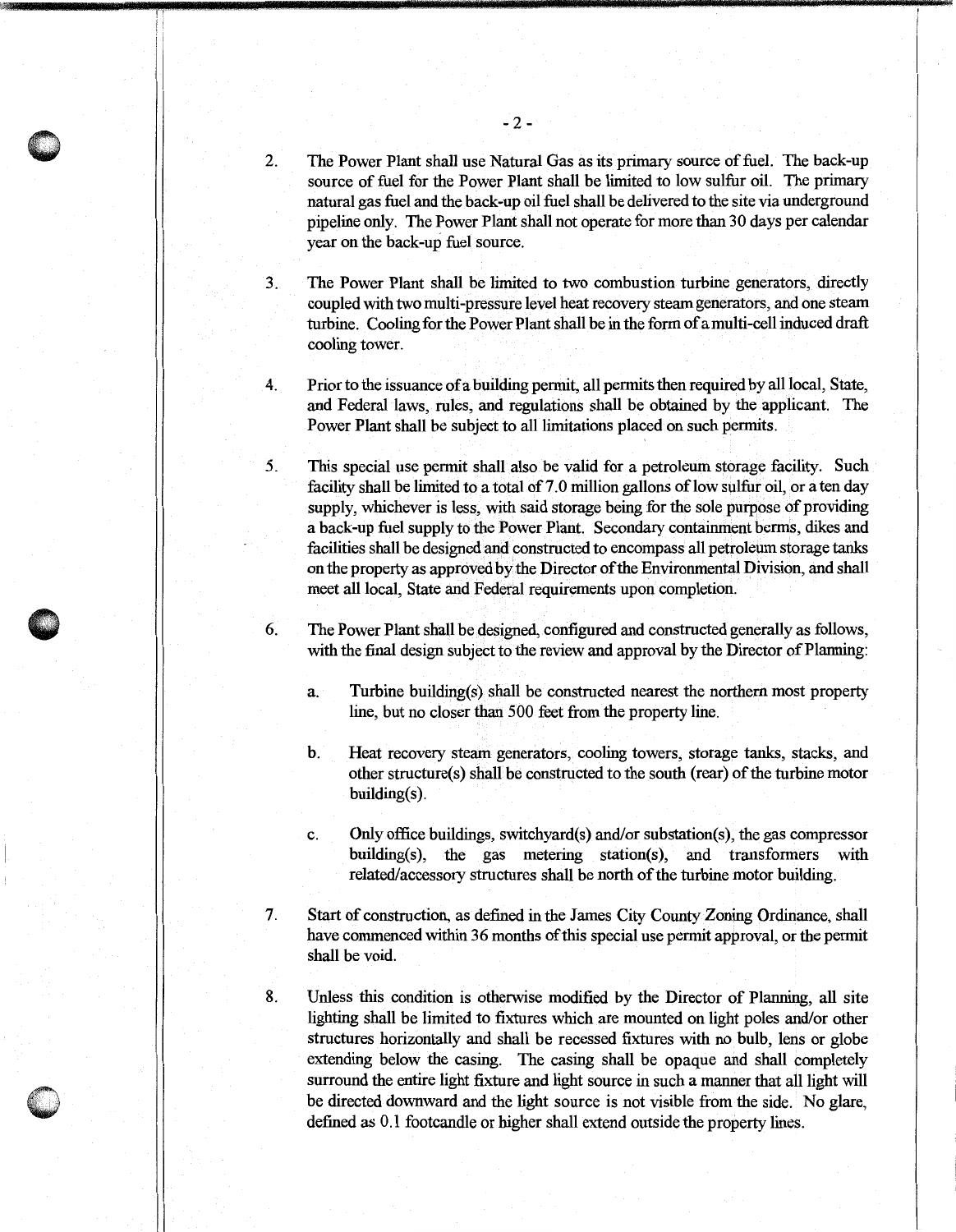2. The Power Plant shall use Natural Gas as its primary source of fuel. The back-up source of fuel for the Power Plant shall be limited to low sulfur oil. The primary natural gas fuel and the back-up oil fuel shall be delivered to the site via underground pipeline only. The Power Plant shall not operate for more than 30 days per calendar year on the back-up fuel source.

3. The Power Plant shall be limited to two combustion turbine generators, directly coupled with two multi-pressure level heat recovery steam generators, and one steam turbine. Cooling for the Power Plant shall be in the form of a multi-cell induced draft cooling tower.

4. Prior to the issuance of a building permit, all permits then required by all local, State, and Federal laws, rules, and regulations shall be obtained by the applicant. The Power Plant shall be subject to all limitations placed on such permits.

5. This special use permit shall also be valid for a petroleum storage facility. Such facility shall be limited to a total of 7.0 million gallons of low sulfur oil, or a ten day supply, whichever is less, with said storage being for the sole purpose of providing a back-up fuel supply to the Power Plant. Secondary containment berms, dikes and facilities shall be designed and constructed to encompass all petroleum storage tanks on the property as approved by the Director of the Environmental Division, and shall meet all local, State and Federal requirements upon completion.

6. The Power Plant shall be designed, configured and constructed generally as follows, with the final design subject to the review and approval by the Director of Planning:

   a. Turbine building(s) shall be constructed nearest the northern most property line, but no closer than 500 feet from the property line.

   b. Heat recovery steam generators, cooling towers, storage tanks, stacks, and other structure(s) shall be constructed to the south (rear) of the turbine motor building(s).

   c. Only office buildings, switchyard(s) and/or substation(s), the gas compressor building(s), the gas metering station(s), and transformers with related/accessory structures shall be north of the turbine motor building.

7. Start of construction, as defined in the James City County Zoning Ordinance, shall have commenced within 36 months of this special use permit approval, or the permit shall be void.

8. Unless this condition is otherwise modified by the Director of Planning, all site lighting shall be limited to fixtures which are mounted on light poles and/or other structures horizontally and shall be recessed fixtures with no bulb, lens or globe extending below the casing. The casing shall be opaque and shall completely surround the entire light fixture and light source in such a manner that all light will be directed downward and the light source is not visible from the side. No glare, defined as 0.1 footcandle or higher shall extend outside the property lines.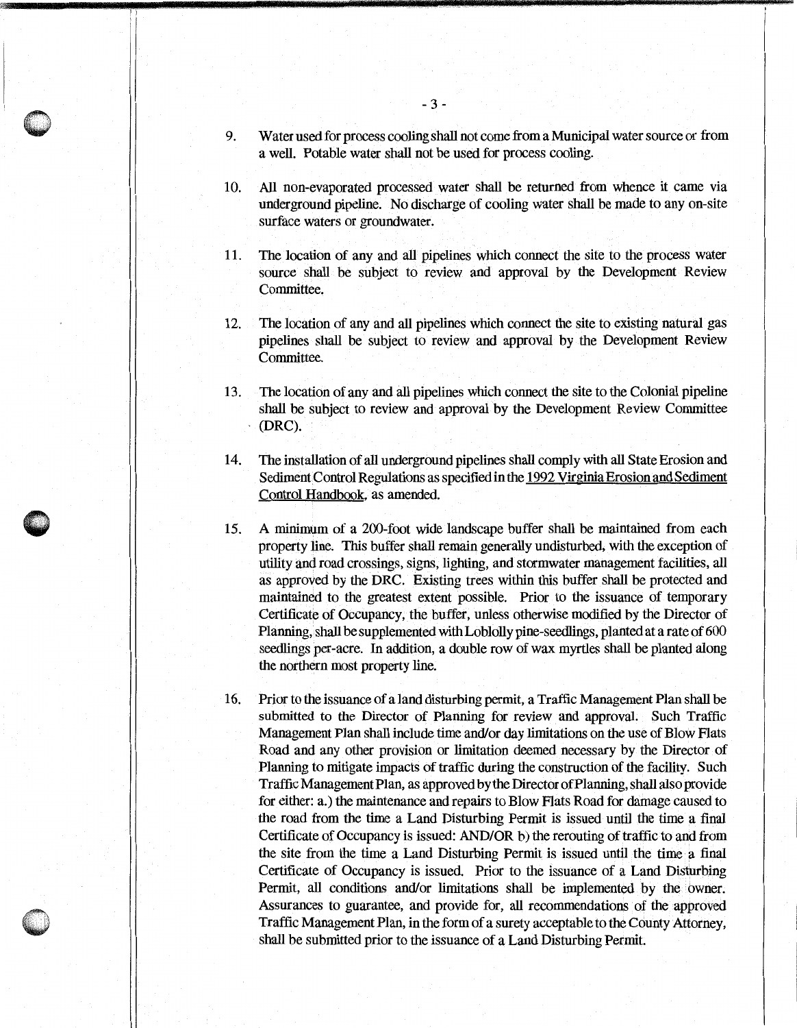9. Water used for process cooling shall not come from a Municipal water source or from a well. Potable water shall not be used for process cooling.

10. All non-evaporated processed water shall be returned from whence it came via underground pipeline. No discharge of cooling water shall be made to any on-site surface waters or groundwater.

11. The location of any and all pipelines which connect the site to the process water source shall be subject to review and approval by the Development Review Committee.

12. The location of any and all pipelines which connect the site to existing natural gas pipelines shall be subject to review and approval by the Development Review Committee.

13. The location of any and all pipelines which connect the site to the Colonial pipeline shall be subject to review and approval by the Development Review Committee (DRC).

14. The installation of all underground pipelines shall comply with all State Erosion and Sediment Control Regulations as specified in the 1992 Virginia Erosion and Sediment Control Handbook, as amended.

15. A minimum of a 200-foot wide landscape buffer shall be maintained from each property line. This buffer shall remain generally undisturbed, with the exception of utility and road crossings, signs, lighting, and stormwater management facilities, all as approved by the DRC. Existing trees within this buffer shall be protected and maintained to the greatest extent possible. Prior to the issuance of temporary Certificate of Occupancy, the buffer, unless otherwise modified by the Director of Planning, shall be supplemented with Loblolly pine-seedlings, planted at a rate of 600 seedlings per-acre. In addition, a double row of wax myrtles shall be planted along the northern most property line.

16. Prior to the issuance of a land disturbing permit, a Traffic Management Plan shall be submitted to the Director of Planning for review and approval. Such Traffic Management Plan shall include time and/or day limitations on the use of Blow Flats Road and any other provision or limitation deemed necessary by the Director of Planning to mitigate impacts of traffic during the construction of the facility. Such Traffic Management Plan, as approved by the Director of Planning, shall also provide for either: a.) the maintenance and repairs to Blow Flats Road for damage caused to the road from the time a Land Disturbing Permit is issued until the time a final Certificate of Occupancy is issued: AND/OR b) the rerouting of traffic to and from the site from the time a Land Disturbing Permit is issued until the time a final Certificate of Occupancy is issued. Prior to the issuance of a Land Disturbing Permit, all conditions and/or limitations shall be implemented by the owner. Assurances to guarantee, and provide for, all recommendations of the approved Traffic Management Plan, in the form of a surety acceptable to the County Attorney, shall be submitted prior to the issuance of a Land Disturbing Permit.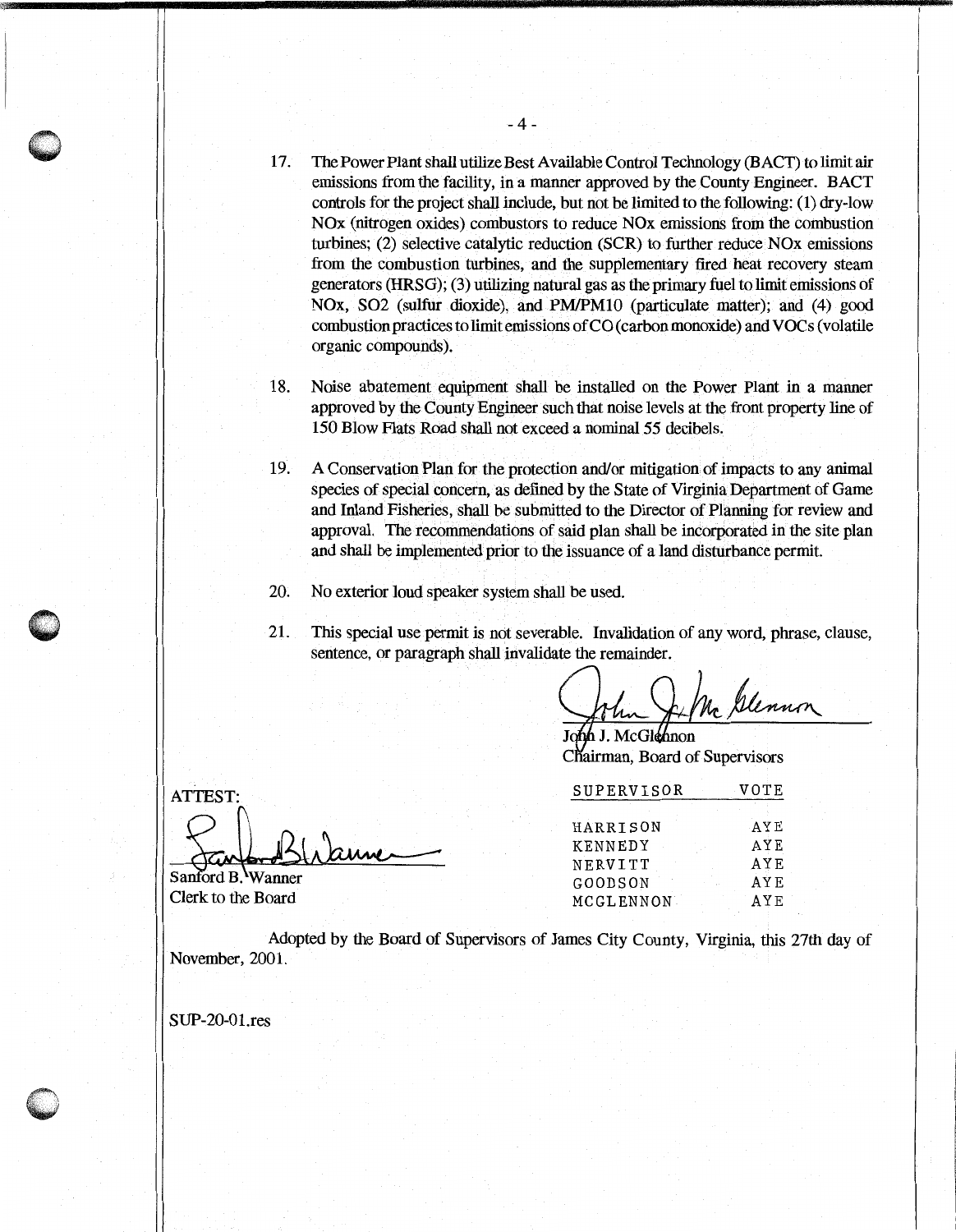17. The Power Plant shall utilize Best Available Control Technology (BACT) to limit air emissions from the facility, in a manner approved by the County Engineer. BACT controls for the project shall include, but not be limited to the following: (1) dry-low NOx (nitrogen oxides) combustors to reduce NOx emissions from the combustion turbines; (2) selective catalytic reduction (SCR) to further reduce NOx emissions from the combustion turbines, and the supplementary fired heat recovery steam generators (HRSG); (3) utilizing natural gas as the primary fuel to limit emissions of NOx, SO2 (sulfur dioxide), and PM/PM10 (particulate matter); and (4) good combustion practices to limit emissions of CO (carbon monoxide) and VOCs (volatile organic compounds).

18. Noise abatement equipment shall be installed on the Power Plant in a manner approved by the County Engineer such that noise levels at the front property line of 150 Blow Flats Road shall not exceed a nominal 55 decibels.

19. A Conservation Plan for the protection and/or mitigation of impacts to any animal species of special concern, as defined by the State of Virginia Department of Game and Inland Fisheries, shall be submitted to the Director of Planning for review and approval. The recommendations of said plan shall be incorporated in the site plan and shall be implemented prior to the issuance of a land disturbance permit.

20. No exterior loud speaker system shall be used.

21. This special use permit is not severable. Invalidation of any word, phrase, clause, sentence, or paragraph shall invalidate the remainder.

John J. McGlennon
Chairman, Board of Supervisors

| SUPERVISOR | VOTE |
|---|---|
| HARRISON | AYE |
| KENNEDY | AYE |
| NERVITT | AYE |
| GOODSON | AYE |
| MCGLENNON | AYE |

ATTEST:

Sanford B. Wanner
Clerk to the Board

Adopted by the Board of Supervisors of James City County, Virginia, this 27th day of November, 2001.

SUP-20-01.res